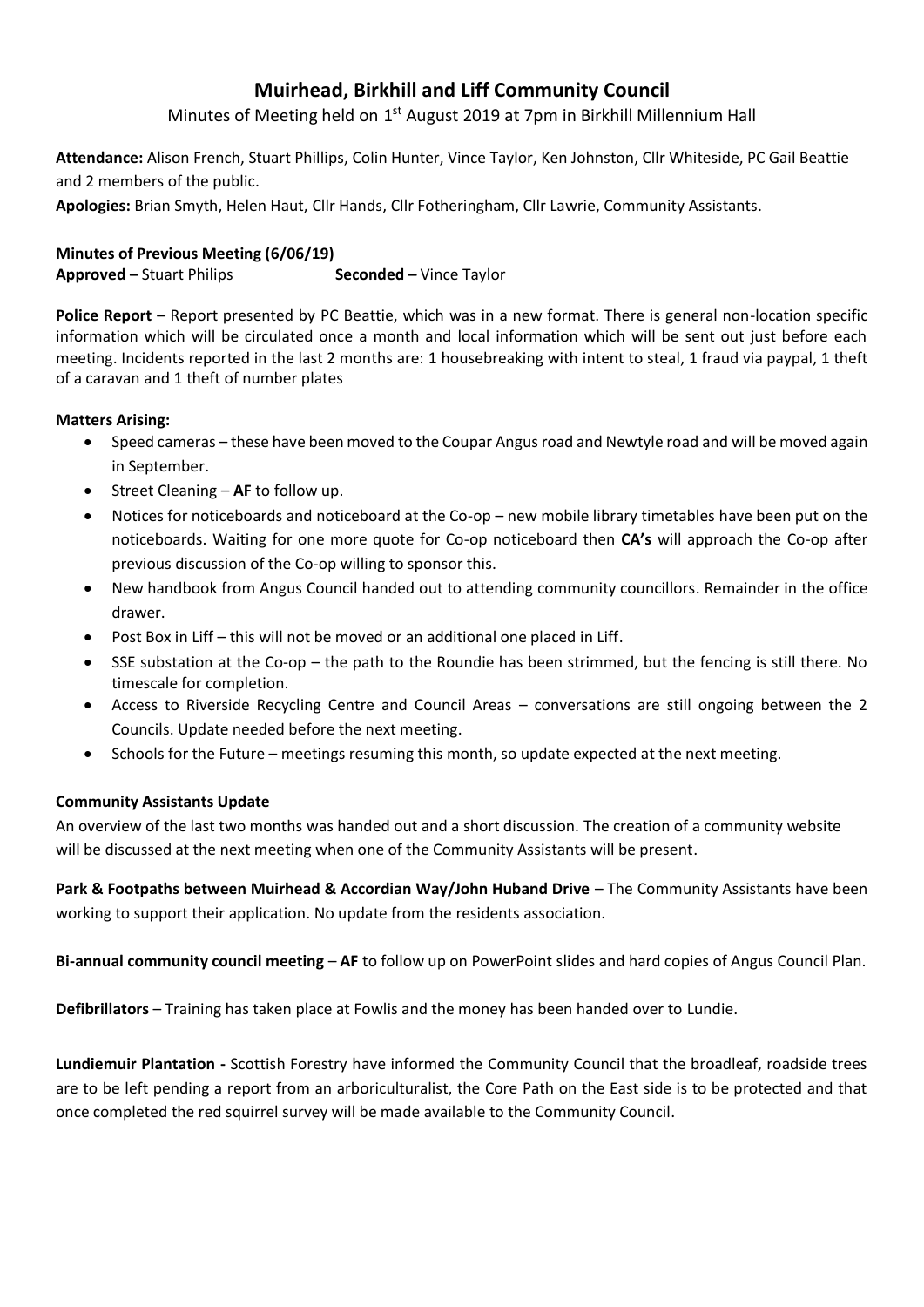# Muirhead, Birkhill and Liff Community Council

Minutes of Meeting held on 1st August 2019 at 7pm in Birkhill Millennium Hall

**Attendance:** Alison French, Stuart Phillips, Colin Hunter, Vince Taylor, Ken Johnston, Cllr Whiteside, PC Gail Beattie and 2 members of the public.

**Apologies:** Brian Smyth, Helen Haut, Cllr Hands, Cllr Fotheringham, Cllr Lawrie, Community Assistants.

**Minutes of Previous Meeting (6/06/19)**

**Approved –** Stuart Philips **Seconded –** Vince Taylor

**Police Report** – Report presented by PC Beattie, which was in a new format. There is general non-location specific information which will be circulated once a month and local information which will be sent out just before each meeting. Incidents reported in the last 2 months are: 1 housebreaking with intent to steal, 1 fraud via paypal, 1 theft of a caravan and 1 theft of number plates

**Matters Arising:**

- Speed cameras – these have been moved to the Coupar Angus road and Newtyle road and will be moved again in September.
- Street Cleaning – **AF** to follow up.
- Notices for noticeboards and noticeboard at the Co-op – new mobile library timetables have been put on the noticeboards. Waiting for one more quote for Co-op noticeboard then **CA's** will approach the Co-op after previous discussion of the Co-op willing to sponsor this.
- New handbook from Angus Council handed out to attending community councillors. Remainder in the office drawer.
- Post Box in Liff – this will not be moved or an additional one placed in Liff.
- SSE substation at the Co-op – the path to the Roundie has been strimmed, but the fencing is still there. No timescale for completion.
- Access to Riverside Recycling Centre and Council Areas – conversations are still ongoing between the 2 Councils. Update needed before the next meeting.
- Schools for the Future – meetings resuming this month, so update expected at the next meeting.

**Community Assistants Update**

An overview of the last two months was handed out and a short discussion. The creation of a community website will be discussed at the next meeting when one of the Community Assistants will be present.

**Park & Footpaths between Muirhead & Accordian Way/John Huband Drive** – The Community Assistants have been working to support their application. No update from the residents association.

**Bi-annual community council meeting** – **AF** to follow up on PowerPoint slides and hard copies of Angus Council Plan.

**Defibrillators** – Training has taken place at Fowlis and the money has been handed over to Lundie.

**Lundiemuir Plantation -** Scottish Forestry have informed the Community Council that the broadleaf, roadside trees are to be left pending a report from an arboriculturalist, the Core Path on the East side is to be protected and that once completed the red squirrel survey will be made available to the Community Council.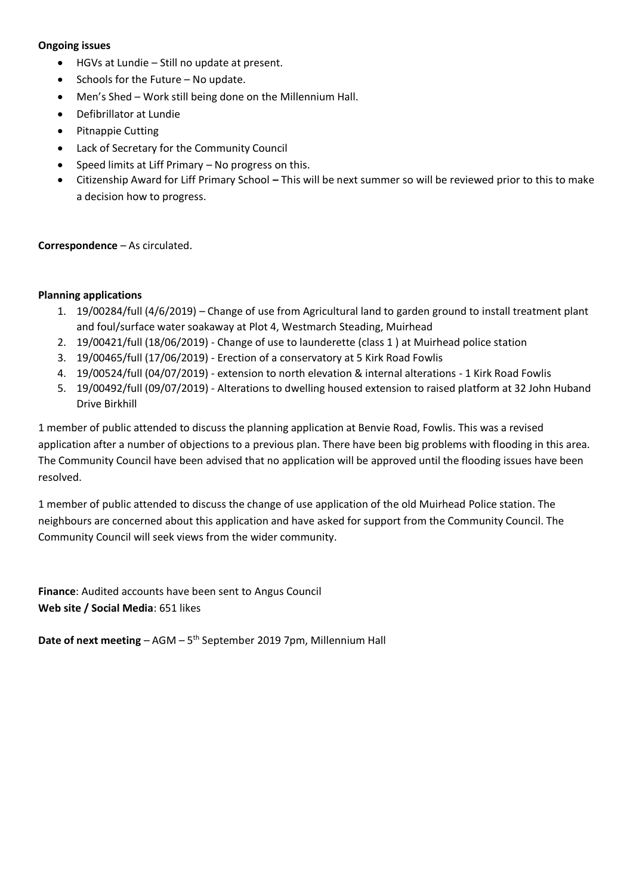**Ongoing issues**

- HGVs at Lundie – Still no update at present.
- Schools for the Future – No update.
- Men's Shed – Work still being done on the Millennium Hall.
- Defibrillator at Lundie
- Pitnappie Cutting
- Lack of Secretary for the Community Council
- Speed limits at Liff Primary – No progress on this.
- Citizenship Award for Liff Primary School **–** This will be next summer so will be reviewed prior to this to make a decision how to progress.

**Correspondence** – As circulated.

**Planning applications**

1. 19/00284/full (4/6/2019) – Change of use from Agricultural land to garden ground to install treatment plant and foul/surface water soakaway at Plot 4, Westmarch Steading, Muirhead
2. 19/00421/full (18/06/2019) - Change of use to launderette (class 1 ) at Muirhead police station
3. 19/00465/full (17/06/2019) - Erection of a conservatory at 5 Kirk Road Fowlis
4. 19/00524/full (04/07/2019) - extension to north elevation & internal alterations - 1 Kirk Road Fowlis
5. 19/00492/full (09/07/2019) - Alterations to dwelling housed extension to raised platform at 32 John Huband Drive Birkhill

1 member of public attended to discuss the planning application at Benvie Road, Fowlis. This was a revised application after a number of objections to a previous plan. There have been big problems with flooding in this area. The Community Council have been advised that no application will be approved until the flooding issues have been resolved.

1 member of public attended to discuss the change of use application of the old Muirhead Police station. The neighbours are concerned about this application and have asked for support from the Community Council. The Community Council will seek views from the wider community.

**Finance**: Audited accounts have been sent to Angus Council
**Web site / Social Media**: 651 likes

**Date of next meeting** – AGM – 5th September 2019 7pm, Millennium Hall